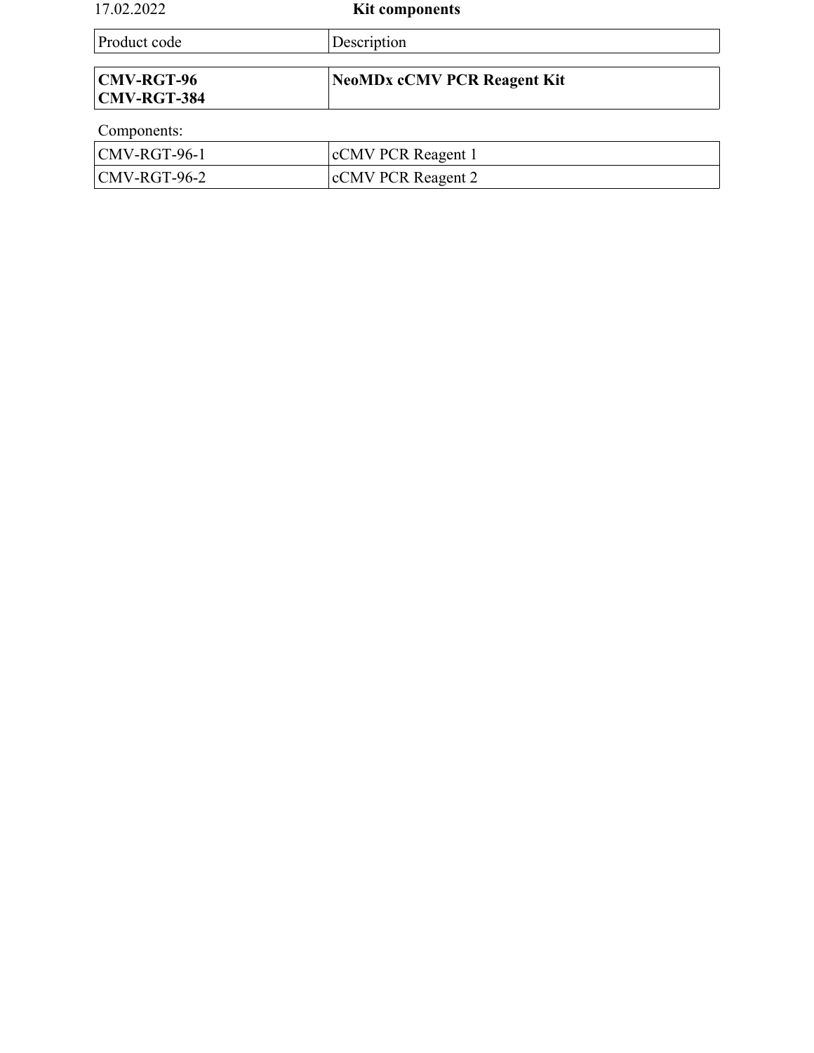17.02.2022

# Kit components

| Product code | Description |
| --- | --- |
| **CMV-RGT-96**<br>**CMV-RGT-384** | **NeoMDx cCMV PCR Reagent Kit** |

Components:

| | |
| --- | --- |
| CMV-RGT-96-1 | cCMV PCR Reagent 1 |
| CMV-RGT-96-2 | cCMV PCR Reagent 2 |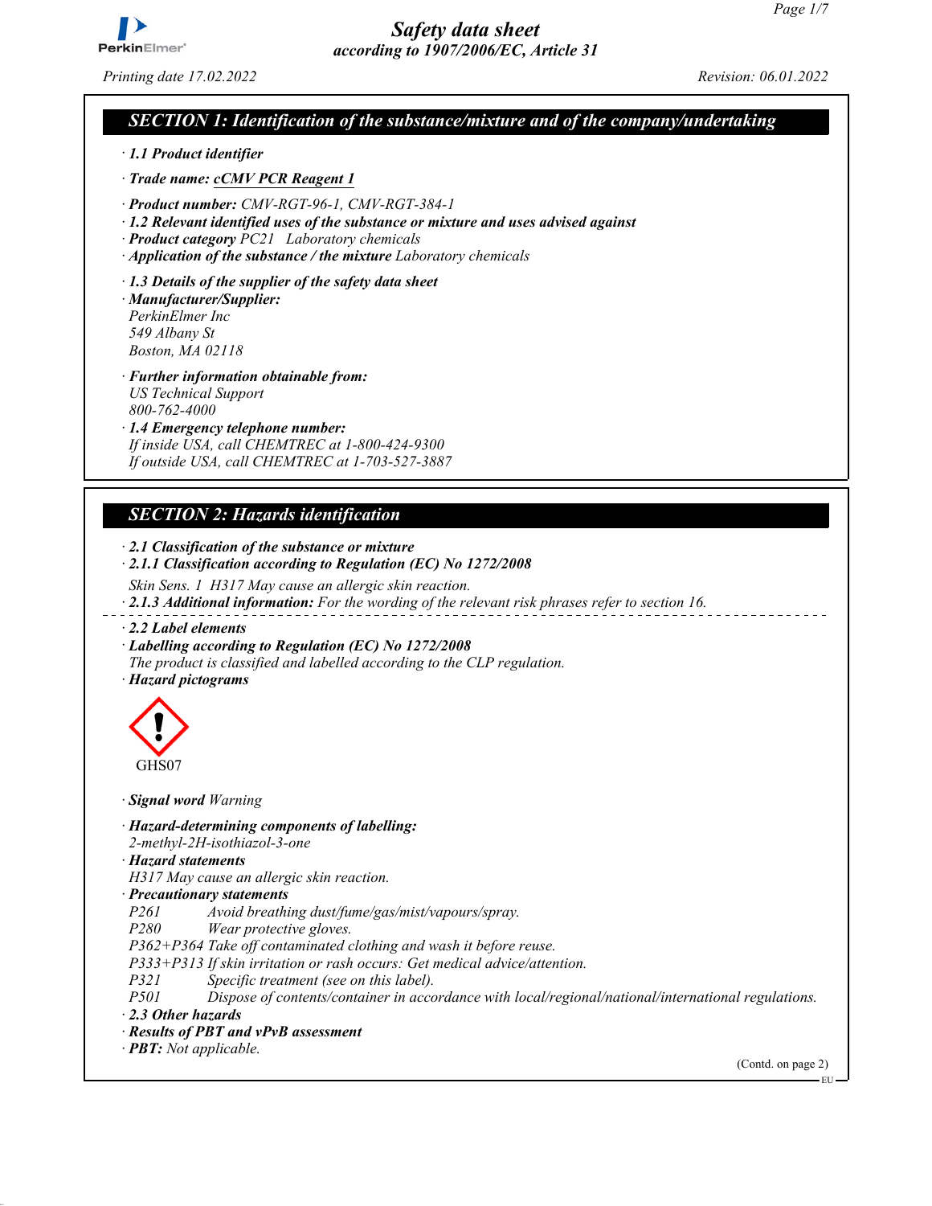# Safety data sheet
## according to 1907/2006/EC, Article 31

Printing date 17.02.2022 Revision: 06.01.2022

## SECTION 1: Identification of the substance/mixture and of the company/undertaking

· **1.1 Product identifier**

· **Trade name: cCMV PCR Reagent 1**

· **Product number:** CMV-RGT-96-1, CMV-RGT-384-1

· **1.2 Relevant identified uses of the substance or mixture and uses advised against**

· **Product category** PC21 Laboratory chemicals

· **Application of the substance / the mixture** Laboratory chemicals

· **1.3 Details of the supplier of the safety data sheet**

· **Manufacturer/Supplier:**
PerkinElmer Inc
549 Albany St
Boston, MA 02118

· **Further information obtainable from:**
US Technical Support
800-762-4000

· **1.4 Emergency telephone number:**
If inside USA, call CHEMTREC at 1-800-424-9300
If outside USA, call CHEMTREC at 1-703-527-3887

## SECTION 2: Hazards identification

· **2.1 Classification of the substance or mixture**

· **2.1.1 Classification according to Regulation (EC) No 1272/2008**

Skin Sens. 1 H317 May cause an allergic skin reaction.

· **2.1.3 Additional information:** For the wording of the relevant risk phrases refer to section 16.

· **2.2 Label elements**

· **Labelling according to Regulation (EC) No 1272/2008**
The product is classified and labelled according to the CLP regulation.

· **Hazard pictograms**

GHS07

· **Signal word** Warning

· **Hazard-determining components of labelling:**
2-methyl-2H-isothiazol-3-one

· **Hazard statements**
H317 May cause an allergic skin reaction.

· **Precautionary statements**

P261 Avoid breathing dust/fume/gas/mist/vapours/spray.
P280 Wear protective gloves.
P362+P364 Take off contaminated clothing and wash it before reuse.
P333+P313 If skin irritation or rash occurs: Get medical advice/attention.
P321 Specific treatment (see on this label).
P501 Dispose of contents/container in accordance with local/regional/national/international regulations.

· **2.3 Other hazards**

· **Results of PBT and vPvB assessment**

· **PBT:** Not applicable.

(Contd. on page 2)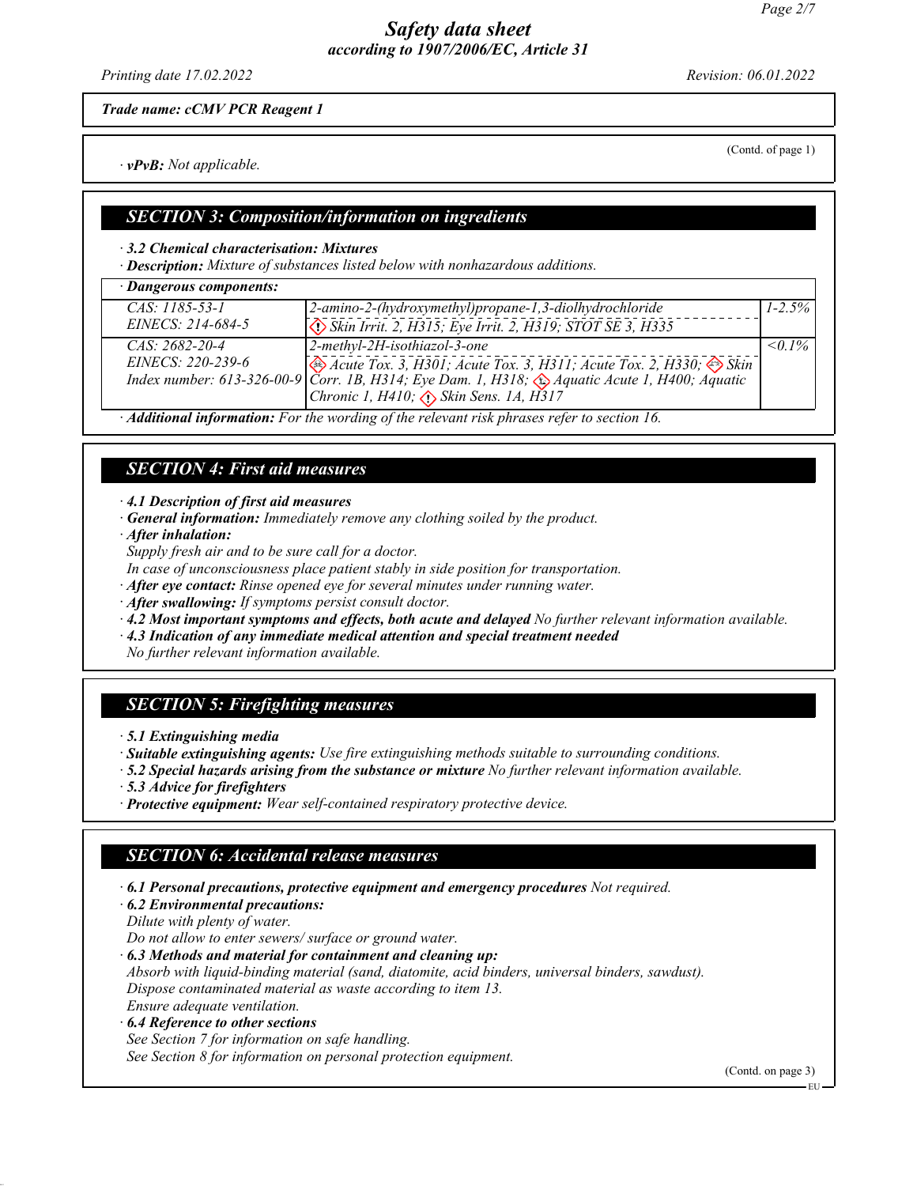*Trade name: cCMV PCR Reagent 1*

(Contd. of page 1)

· ***vPvB:*** *Not applicable.*

## *SECTION 3: Composition/information on ingredients*

· ***3.2 Chemical characterisation: Mixtures***

· ***Description:*** *Mixture of substances listed below with nonhazardous additions.*

| · **Dangerous components:** | | |
|---|---|---|
| CAS: 1185-53-1<br>EINECS: 214-684-5 | 2-amino-2-(hydroxymethyl)propane-1,3-diolhydrochloride<br>Skin Irrit. 2, H315; Eye Irrit. 2, H319; STOT SE 3, H335 | 1-2.5% |
| CAS: 2682-20-4<br>EINECS: 220-239-6<br>Index number: 613-326-00-9 | 2-methyl-2H-isothiazol-3-one<br>Acute Tox. 3, H301; Acute Tox. 3, H311; Acute Tox. 2, H330; Skin Corr. 1B, H314; Eye Dam. 1, H318; Aquatic Acute 1, H400; Aquatic Chronic 1, H410; Skin Sens. 1A, H317 | <0.1% |

· ***Additional information:*** *For the wording of the relevant risk phrases refer to section 16.*

## *SECTION 4: First aid measures*

· ***4.1 Description of first aid measures***

· ***General information:*** *Immediately remove any clothing soiled by the product.*

· ***After inhalation:***

*Supply fresh air and to be sure call for a doctor.*

*In case of unconsciousness place patient stably in side position for transportation.*

· ***After eye contact:*** *Rinse opened eye for several minutes under running water.*

· ***After swallowing:*** *If symptoms persist consult doctor.*

· ***4.2 Most important symptoms and effects, both acute and delayed*** *No further relevant information available.*

· ***4.3 Indication of any immediate medical attention and special treatment needed***

*No further relevant information available.*

## *SECTION 5: Firefighting measures*

· ***5.1 Extinguishing media***

· ***Suitable extinguishing agents:*** *Use fire extinguishing methods suitable to surrounding conditions.*

· ***5.2 Special hazards arising from the substance or mixture*** *No further relevant information available.*

· ***5.3 Advice for firefighters***

· ***Protective equipment:*** *Wear self-contained respiratory protective device.*

## *SECTION 6: Accidental release measures*

· ***6.1 Personal precautions, protective equipment and emergency procedures*** *Not required.*

· ***6.2 Environmental precautions:***

*Dilute with plenty of water.*

*Do not allow to enter sewers/ surface or ground water.*

· ***6.3 Methods and material for containment and cleaning up:***

*Absorb with liquid-binding material (sand, diatomite, acid binders, universal binders, sawdust).*

*Dispose contaminated material as waste according to item 13.*

*Ensure adequate ventilation.*

· ***6.4 Reference to other sections***

*See Section 7 for information on safe handling.*

*See Section 8 for information on personal protection equipment.*

(Contd. on page 3)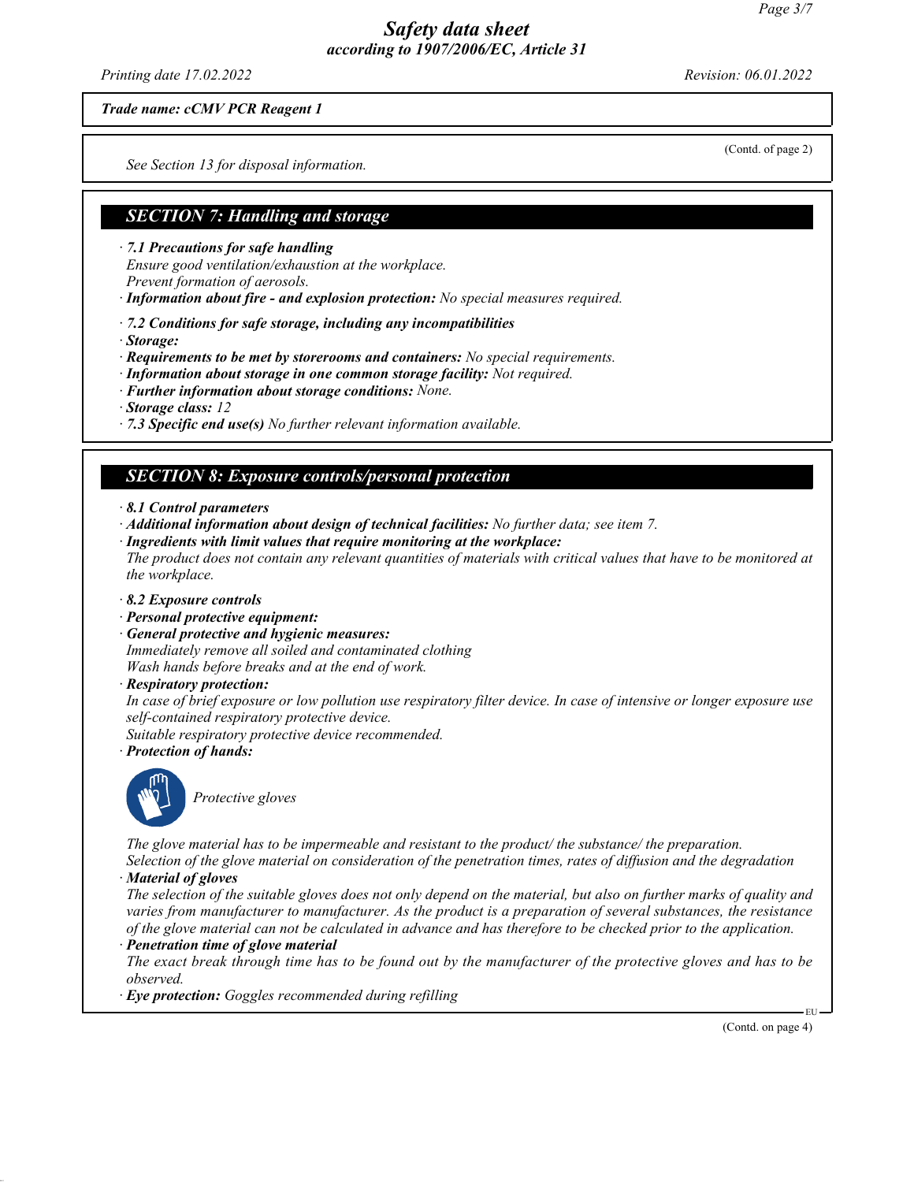*Trade name: cCMV PCR Reagent 1*

(Contd. of page 2)

*See Section 13 for disposal information.*

## *SECTION 7: Handling and storage*

· ***7.1 Precautions for safe handling***
*Ensure good ventilation/exhaustion at the workplace.*
*Prevent formation of aerosols.*
· ***Information about fire - and explosion protection:*** *No special measures required.*

· ***7.2 Conditions for safe storage, including any incompatibilities***
· ***Storage:***
· ***Requirements to be met by storerooms and containers:*** *No special requirements.*
· ***Information about storage in one common storage facility:*** *Not required.*
· ***Further information about storage conditions:*** *None.*
· ***Storage class:*** *12*
· ***7.3 Specific end use(s)*** *No further relevant information available.*

## *SECTION 8: Exposure controls/personal protection*

· ***8.1 Control parameters***
· ***Additional information about design of technical facilities:*** *No further data; see item 7.*
· ***Ingredients with limit values that require monitoring at the workplace:***
*The product does not contain any relevant quantities of materials with critical values that have to be monitored at the workplace.*

· ***8.2 Exposure controls***
· ***Personal protective equipment:***
· ***General protective and hygienic measures:***
*Immediately remove all soiled and contaminated clothing*
*Wash hands before breaks and at the end of work.*
· ***Respiratory protection:***
*In case of brief exposure or low pollution use respiratory filter device. In case of intensive or longer exposure use self-contained respiratory protective device.*
*Suitable respiratory protective device recommended.*
· ***Protection of hands:***

*Protective gloves*

*The glove material has to be impermeable and resistant to the product/ the substance/ the preparation.*
*Selection of the glove material on consideration of the penetration times, rates of diffusion and the degradation*
· ***Material of gloves***
*The selection of the suitable gloves does not only depend on the material, but also on further marks of quality and varies from manufacturer to manufacturer. As the product is a preparation of several substances, the resistance of the glove material can not be calculated in advance and has therefore to be checked prior to the application.*
· ***Penetration time of glove material***
*The exact break through time has to be found out by the manufacturer of the protective gloves and has to be observed.*
· ***Eye protection:*** *Goggles recommended during refilling*

(Contd. on page 4)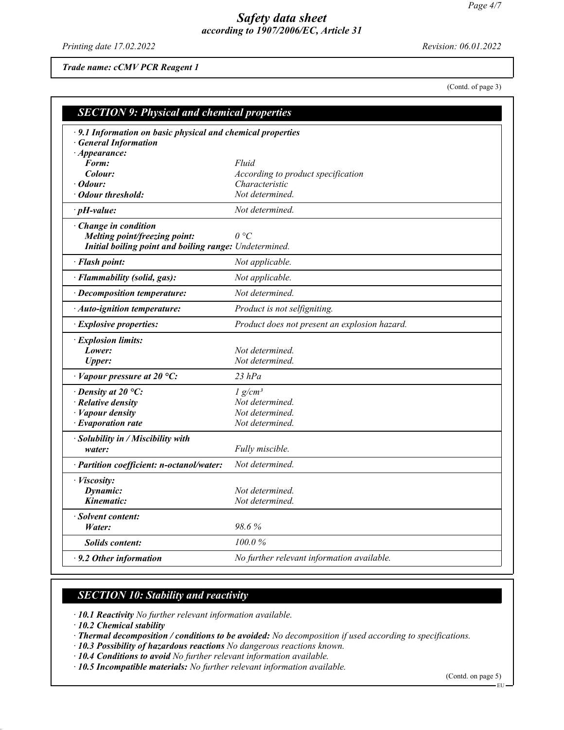*Trade name: cMV PCR Reagent 1*

(Contd. of page 3)

## SECTION 9: Physical and chemical properties

| | |
|---|---|
| · **9.1 Information on basic physical and chemical properties** | |
| · **General Information** | |
| · **Appearance:** | |
| **Form:** | *Fluid* |
| **Colour:** | *According to product specification* |
| · **Odour:** | *Characteristic* |
| · **Odour threshold:** | *Not determined.* |
| · **pH-value:** | *Not determined.* |
| · **Change in condition** | |
| **Melting point/freezing point:** | *0 °C* |
| **Initial boiling point and boiling range:** | *Undetermined.* |
| · **Flash point:** | *Not applicable.* |
| · **Flammability (solid, gas):** | *Not applicable.* |
| · **Decomposition temperature:** | *Not determined.* |
| · **Auto-ignition temperature:** | *Product is not selfigniting.* |
| · **Explosive properties:** | *Product does not present an explosion hazard.* |
| · **Explosion limits:** | |
| **Lower:** | *Not determined.* |
| **Upper:** | *Not determined.* |
| · **Vapour pressure at 20 °C:** | *23 hPa* |
| · **Density at 20 °C:** | *1 g/cm³* |
| · **Relative density** | *Not determined.* |
| · **Vapour density** | *Not determined.* |
| · **Evaporation rate** | *Not determined.* |
| · **Solubility in / Miscibility with water:** | *Fully miscible.* |
| · **Partition coefficient: n-octanol/water:** | *Not determined.* |
| · **Viscosity:** | |
| **Dynamic:** | *Not determined.* |
| **Kinematic:** | *Not determined.* |
| · **Solvent content:** | |
| **Water:** | *98.6 %* |
| **Solids content:** | *100.0 %* |
| · **9.2 Other information** | *No further relevant information available.* |

## SECTION 10: Stability and reactivity

· **10.1 Reactivity** *No further relevant information available.*

· **10.2 Chemical stability**

· **Thermal decomposition / conditions to be avoided:** *No decomposition if used according to specifications.*

· **10.3 Possibility of hazardous reactions** *No dangerous reactions known.*

· **10.4 Conditions to avoid** *No further relevant information available.*

· **10.5 Incompatible materials:** *No further relevant information available.*

(Contd. on page 5)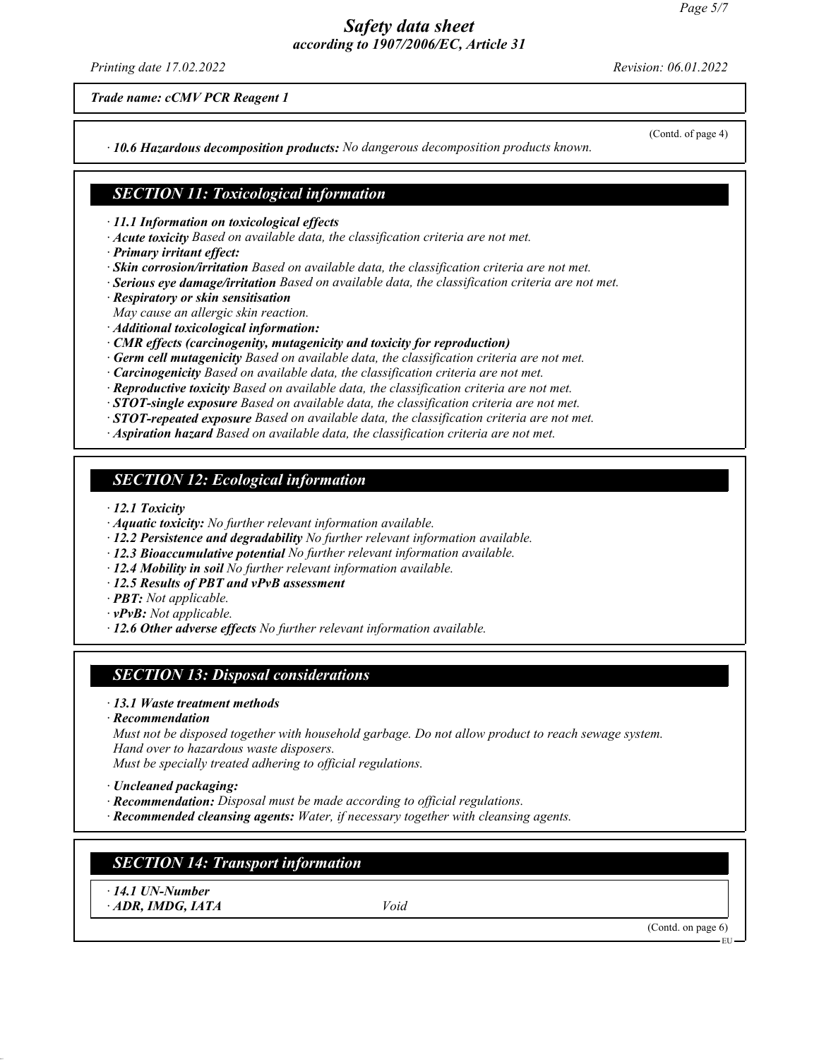*Trade name: cCMV PCR Reagent 1*

(Contd. of page 4)

· ***10.6 Hazardous decomposition products:*** *No dangerous decomposition products known.*

## *SECTION 11: Toxicological information*

· ***11.1 Information on toxicological effects***
· ***Acute toxicity*** *Based on available data, the classification criteria are not met.*
· ***Primary irritant effect:***
· ***Skin corrosion/irritation*** *Based on available data, the classification criteria are not met.*
· ***Serious eye damage/irritation*** *Based on available data, the classification criteria are not met.*
· ***Respiratory or skin sensitisation***
*May cause an allergic skin reaction.*
· ***Additional toxicological information:***
· ***CMR effects (carcinogenity, mutagenicity and toxicity for reproduction)***
· ***Germ cell mutagenicity*** *Based on available data, the classification criteria are not met.*
· ***Carcinogenicity*** *Based on available data, the classification criteria are not met.*
· ***Reproductive toxicity*** *Based on available data, the classification criteria are not met.*
· ***STOT-single exposure*** *Based on available data, the classification criteria are not met.*
· ***STOT-repeated exposure*** *Based on available data, the classification criteria are not met.*
· ***Aspiration hazard*** *Based on available data, the classification criteria are not met.*

## *SECTION 12: Ecological information*

· ***12.1 Toxicity***
· ***Aquatic toxicity:*** *No further relevant information available.*
· ***12.2 Persistence and degradability*** *No further relevant information available.*
· ***12.3 Bioaccumulative potential*** *No further relevant information available.*
· ***12.4 Mobility in soil*** *No further relevant information available.*
· ***12.5 Results of PBT and vPvB assessment***
· ***PBT:*** *Not applicable.*
· ***vPvB:*** *Not applicable.*
· ***12.6 Other adverse effects*** *No further relevant information available.*

## *SECTION 13: Disposal considerations*

· ***13.1 Waste treatment methods***
· ***Recommendation***
*Must not be disposed together with household garbage. Do not allow product to reach sewage system.*
*Hand over to hazardous waste disposers.*
*Must be specially treated adhering to official regulations.*

· ***Uncleaned packaging:***
· ***Recommendation:*** *Disposal must be made according to official regulations.*
· ***Recommended cleansing agents:*** *Water, if necessary together with cleansing agents.*

## *SECTION 14: Transport information*

· ***14.1 UN-Number***
· ***ADR, IMDG, IATA*** *Void*

(Contd. on page 6)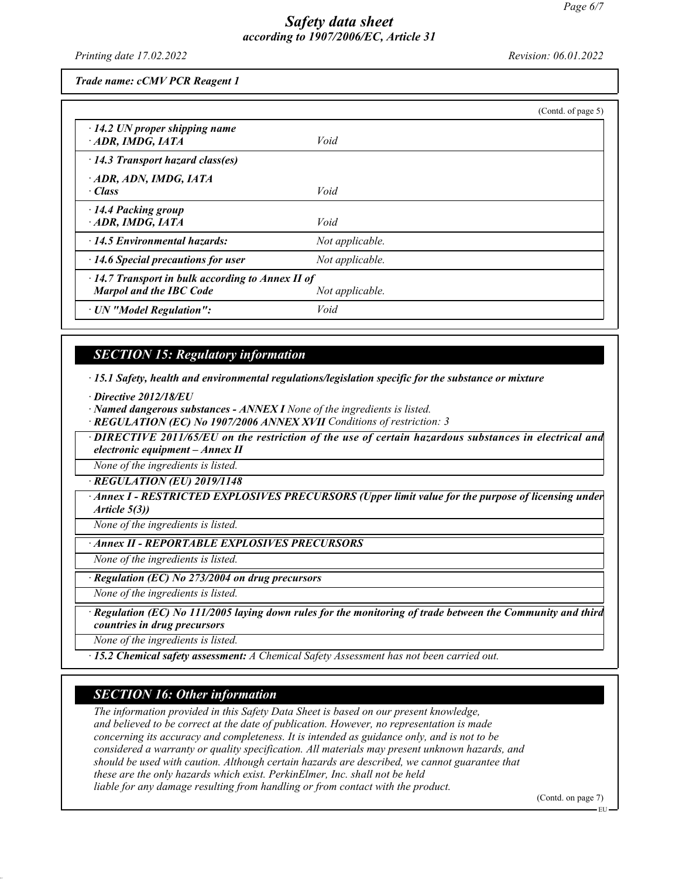*Trade name: cCMV PCR Reagent 1*

(Contd. of page 5)

| | |
|---|---|
| · **14.2 UN proper shipping name** · **ADR, IMDG, IATA** | Void |
| · **14.3 Transport hazard class(es)** | |
| · **ADR, ADN, IMDG, IATA** · **Class** | Void |
| · **14.4 Packing group** · **ADR, IMDG, IATA** | Void |
| · **14.5 Environmental hazards:** | Not applicable. |
| · **14.6 Special precautions for user** | Not applicable. |
| · **14.7 Transport in bulk according to Annex II of Marpol and the IBC Code** | Not applicable. |
| · **UN "Model Regulation":** | Void |

## SECTION 15: Regulatory information

· **15.1 Safety, health and environmental regulations/legislation specific for the substance or mixture**

· **Directive 2012/18/EU**

· **Named dangerous substances - ANNEX I** None of the ingredients is listed.

· **REGULATION (EC) No 1907/2006 ANNEX XVII** Conditions of restriction: 3

· **DIRECTIVE 2011/65/EU on the restriction of the use of certain hazardous substances in electrical and electronic equipment – Annex II**

None of the ingredients is listed.

· **REGULATION (EU) 2019/1148**

· **Annex I - RESTRICTED EXPLOSIVES PRECURSORS (Upper limit value for the purpose of licensing under Article 5(3))**

None of the ingredients is listed.

· **Annex II - REPORTABLE EXPLOSIVES PRECURSORS**

None of the ingredients is listed.

· **Regulation (EC) No 273/2004 on drug precursors**

None of the ingredients is listed.

· **Regulation (EC) No 111/2005 laying down rules for the monitoring of trade between the Community and third countries in drug precursors**

None of the ingredients is listed.

· **15.2 Chemical safety assessment:** A Chemical Safety Assessment has not been carried out.

## SECTION 16: Other information

The information provided in this Safety Data Sheet is based on our present knowledge, and believed to be correct at the date of publication. However, no representation is made concerning its accuracy and completeness. It is intended as guidance only, and is not to be considered a warranty or quality specification. All materials may present unknown hazards, and should be used with caution. Although certain hazards are described, we cannot guarantee that these are the only hazards which exist. PerkinElmer, Inc. shall not be held liable for any damage resulting from handling or from contact with the product.

(Contd. on page 7)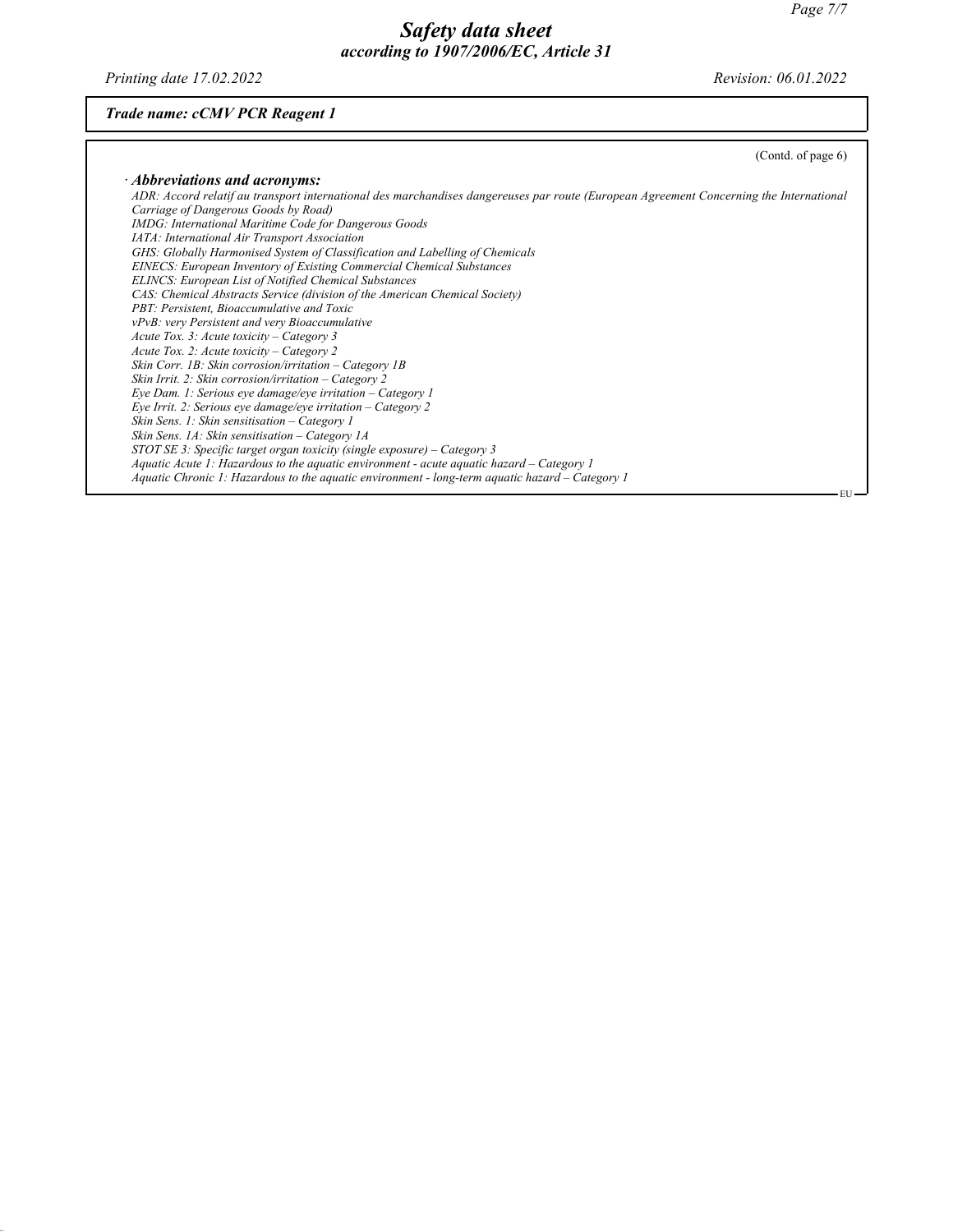(Contd. of page 6)

### · *Abbreviations and acronyms:*

*ADR: Accord relatif au transport international des marchandises dangereuses par route (European Agreement Concerning the International Carriage of Dangerous Goods by Road)*
*IMDG: International Maritime Code for Dangerous Goods*
*IATA: International Air Transport Association*
*GHS: Globally Harmonised System of Classification and Labelling of Chemicals*
*EINECS: European Inventory of Existing Commercial Chemical Substances*
*ELINCS: European List of Notified Chemical Substances*
*CAS: Chemical Abstracts Service (division of the American Chemical Society)*
*PBT: Persistent, Bioaccumulative and Toxic*
*vPvB: very Persistent and very Bioaccumulative*
*Acute Tox. 3: Acute toxicity – Category 3*
*Acute Tox. 2: Acute toxicity – Category 2*
*Skin Corr. 1B: Skin corrosion/irritation – Category 1B*
*Skin Irrit. 2: Skin corrosion/irritation – Category 2*
*Eye Dam. 1: Serious eye damage/eye irritation – Category 1*
*Eye Irrit. 2: Serious eye damage/eye irritation – Category 2*
*Skin Sens. 1: Skin sensitisation – Category 1*
*Skin Sens. 1A: Skin sensitisation – Category 1A*
*STOT SE 3: Specific target organ toxicity (single exposure) – Category 3*
*Aquatic Acute 1: Hazardous to the aquatic environment - acute aquatic hazard – Category 1*
*Aquatic Chronic 1: Hazardous to the aquatic environment - long-term aquatic hazard – Category 1*

EU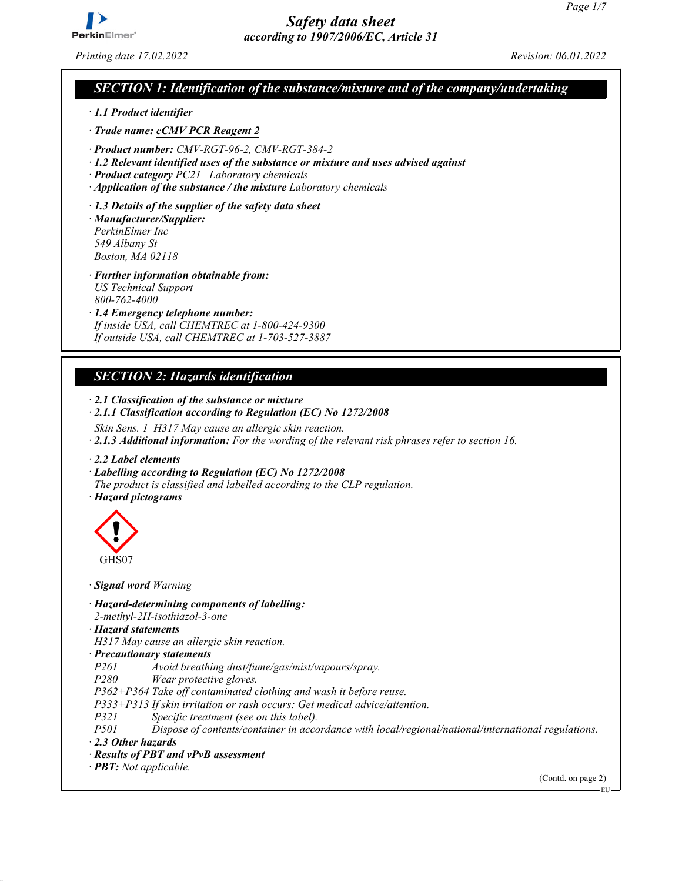# Safety data sheet

*according to 1907/2006/EC, Article 31*

*Printing date 17.02.2022* *Revision: 06.01.2022*

## SECTION 1: Identification of the substance/mixture and of the company/undertaking

· **1.1 Product identifier**

· **Trade name: cCMV PCR Reagent 2**

· **Product number:** CMV-RGT-96-2, CMV-RGT-384-2

· **1.2 Relevant identified uses of the substance or mixture and uses advised against**

· **Product category** PC21 Laboratory chemicals

· **Application of the substance / the mixture** Laboratory chemicals

· **1.3 Details of the supplier of the safety data sheet**

· **Manufacturer/Supplier:**
PerkinElmer Inc
549 Albany St
Boston, MA 02118

· **Further information obtainable from:**
US Technical Support
800-762-4000

· **1.4 Emergency telephone number:**
If inside USA, call CHEMTREC at 1-800-424-9300
If outside USA, call CHEMTREC at 1-703-527-3887

## SECTION 2: Hazards identification

· **2.1 Classification of the substance or mixture**

· **2.1.1 Classification according to Regulation (EC) No 1272/2008**

Skin Sens. 1 H317 May cause an allergic skin reaction.

· **2.1.3 Additional information:** For the wording of the relevant risk phrases refer to section 16.

· **2.2 Label elements**

· **Labelling according to Regulation (EC) No 1272/2008**
The product is classified and labelled according to the CLP regulation.

· **Hazard pictograms**

GHS07

· **Signal word** Warning

· **Hazard-determining components of labelling:**
2-methyl-2H-isothiazol-3-one

· **Hazard statements**
H317 May cause an allergic skin reaction.

· **Precautionary statements**
P261 Avoid breathing dust/fume/gas/mist/vapours/spray.
P280 Wear protective gloves.
P362+P364 Take off contaminated clothing and wash it before reuse.
P333+P313 If skin irritation or rash occurs: Get medical advice/attention.
P321 Specific treatment (see on this label).
P501 Dispose of contents/container in accordance with local/regional/national/international regulations.

· **2.3 Other hazards**

· **Results of PBT and vPvB assessment**

· **PBT:** Not applicable.

(Contd. on page 2)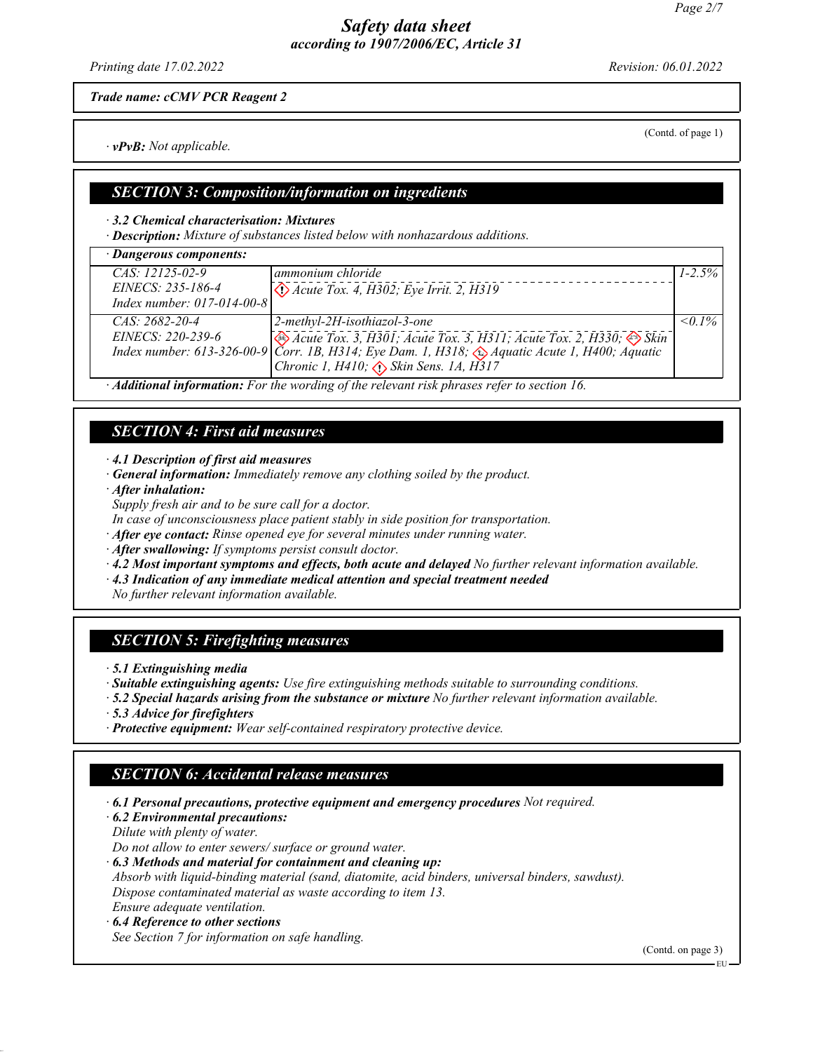*Trade name: cCMV PCR Reagent 2*

(Contd. of page 1)

· ***vPvB:*** *Not applicable.*

## SECTION 3: Composition/information on ingredients

· ***3.2 Chemical characterisation: Mixtures***

· ***Description:*** *Mixture of substances listed below with nonhazardous additions.*

· ***Dangerous components:***

| | | |
|---|---|---|
| CAS: 12125-02-9<br>EINECS: 235-186-4<br>Index number: 017-014-00-8 | ammonium chloride<br>Acute Tox. 4, H302; Eye Irrit. 2, H319 | 1-2.5% |
| CAS: 2682-20-4<br>EINECS: 220-239-6<br>Index number: 613-326-00-9 | 2-methyl-2H-isothiazol-3-one<br>Acute Tox. 3, H301; Acute Tox. 3, H311; Acute Tox. 2, H330; Skin Corr. 1B, H314; Eye Dam. 1, H318; Aquatic Acute 1, H400; Aquatic Chronic 1, H410; Skin Sens. 1A, H317 | <0.1% |

· ***Additional information:*** *For the wording of the relevant risk phrases refer to section 16.*

## SECTION 4: First aid measures

· ***4.1 Description of first aid measures***

· ***General information:*** *Immediately remove any clothing soiled by the product.*

· ***After inhalation:***

*Supply fresh air and to be sure call for a doctor.*

*In case of unconsciousness place patient stably in side position for transportation.*

· ***After eye contact:*** *Rinse opened eye for several minutes under running water.*

· ***After swallowing:*** *If symptoms persist consult doctor.*

· ***4.2 Most important symptoms and effects, both acute and delayed*** *No further relevant information available.*

· ***4.3 Indication of any immediate medical attention and special treatment needed***

*No further relevant information available.*

## SECTION 5: Firefighting measures

· ***5.1 Extinguishing media***

· ***Suitable extinguishing agents:*** *Use fire extinguishing methods suitable to surrounding conditions.*

· ***5.2 Special hazards arising from the substance or mixture*** *No further relevant information available.*

· ***5.3 Advice for firefighters***

· ***Protective equipment:*** *Wear self-contained respiratory protective device.*

## SECTION 6: Accidental release measures

· ***6.1 Personal precautions, protective equipment and emergency procedures*** *Not required.*

· ***6.2 Environmental precautions:***

*Dilute with plenty of water.*

*Do not allow to enter sewers/ surface or ground water.*

· ***6.3 Methods and material for containment and cleaning up:***

*Absorb with liquid-binding material (sand, diatomite, acid binders, universal binders, sawdust).*

*Dispose contaminated material as waste according to item 13.*

*Ensure adequate ventilation.*

· ***6.4 Reference to other sections***

*See Section 7 for information on safe handling.*

(Contd. on page 3)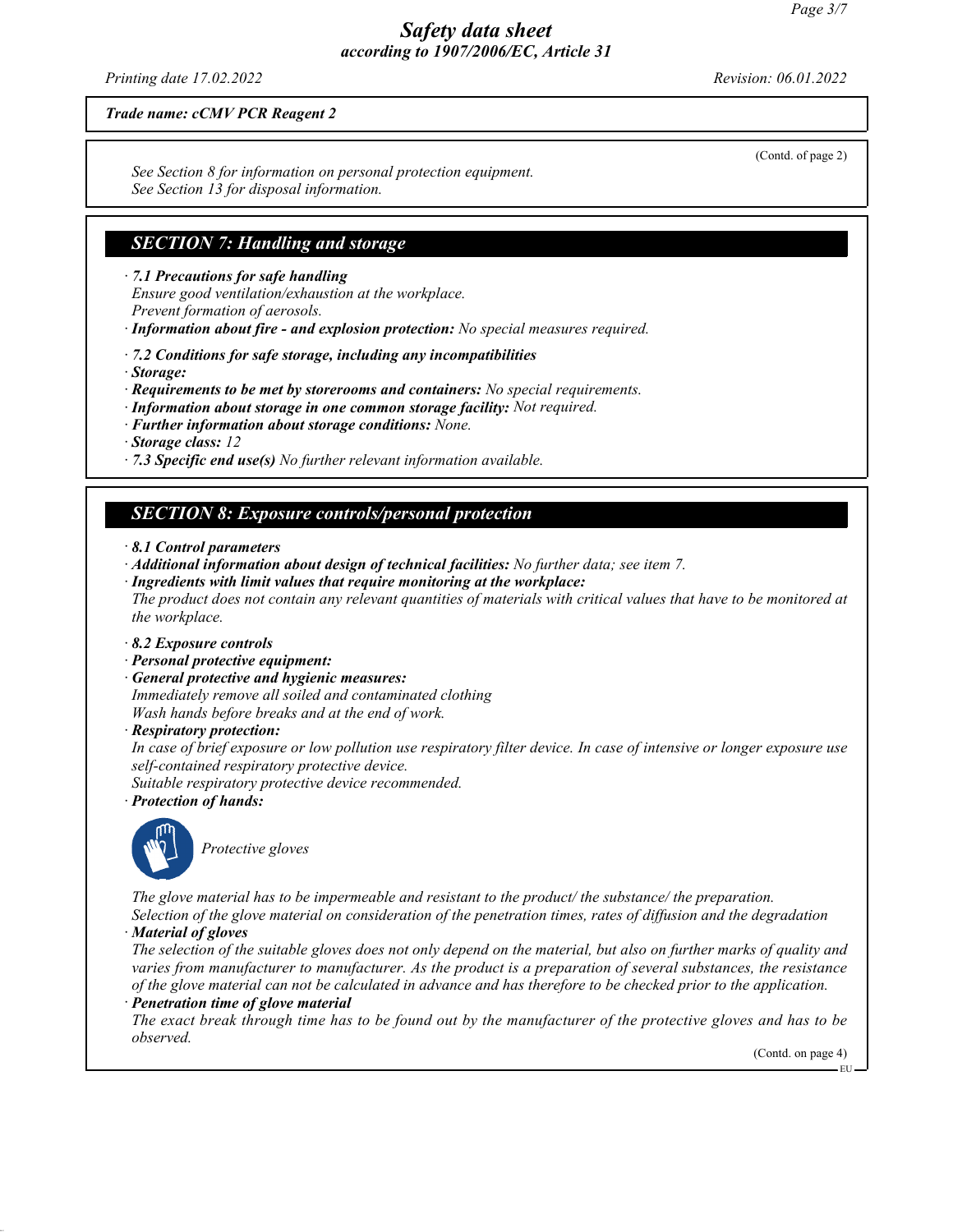*Trade name: cCMV PCR Reagent 2*

(Contd. of page 2)

*See Section 8 for information on personal protection equipment.*
*See Section 13 for disposal information.*

## *SECTION 7: Handling and storage*

· ***7.1 Precautions for safe handling***
*Ensure good ventilation/exhaustion at the workplace.*
*Prevent formation of aerosols.*
· ***Information about fire - and explosion protection:*** *No special measures required.*

· ***7.2 Conditions for safe storage, including any incompatibilities***
· ***Storage:***
· ***Requirements to be met by storerooms and containers:*** *No special requirements.*
· ***Information about storage in one common storage facility:*** *Not required.*
· ***Further information about storage conditions:*** *None.*
· ***Storage class:*** *12*
· ***7.3 Specific end use(s)*** *No further relevant information available.*

## *SECTION 8: Exposure controls/personal protection*

· ***8.1 Control parameters***
· ***Additional information about design of technical facilities:*** *No further data; see item 7.*
· ***Ingredients with limit values that require monitoring at the workplace:***
*The product does not contain any relevant quantities of materials with critical values that have to be monitored at the workplace.*

· ***8.2 Exposure controls***
· ***Personal protective equipment:***
· ***General protective and hygienic measures:***
*Immediately remove all soiled and contaminated clothing*
*Wash hands before breaks and at the end of work.*
· ***Respiratory protection:***
*In case of brief exposure or low pollution use respiratory filter device. In case of intensive or longer exposure use self-contained respiratory protective device.*
*Suitable respiratory protective device recommended.*
· ***Protection of hands:***

*Protective gloves*

*The glove material has to be impermeable and resistant to the product/ the substance/ the preparation.*
*Selection of the glove material on consideration of the penetration times, rates of diffusion and the degradation*
· ***Material of gloves***
*The selection of the suitable gloves does not only depend on the material, but also on further marks of quality and varies from manufacturer to manufacturer. As the product is a preparation of several substances, the resistance of the glove material can not be calculated in advance and has therefore to be checked prior to the application.*
· ***Penetration time of glove material***
*The exact break through time has to be found out by the manufacturer of the protective gloves and has to be observed.*

(Contd. on page 4)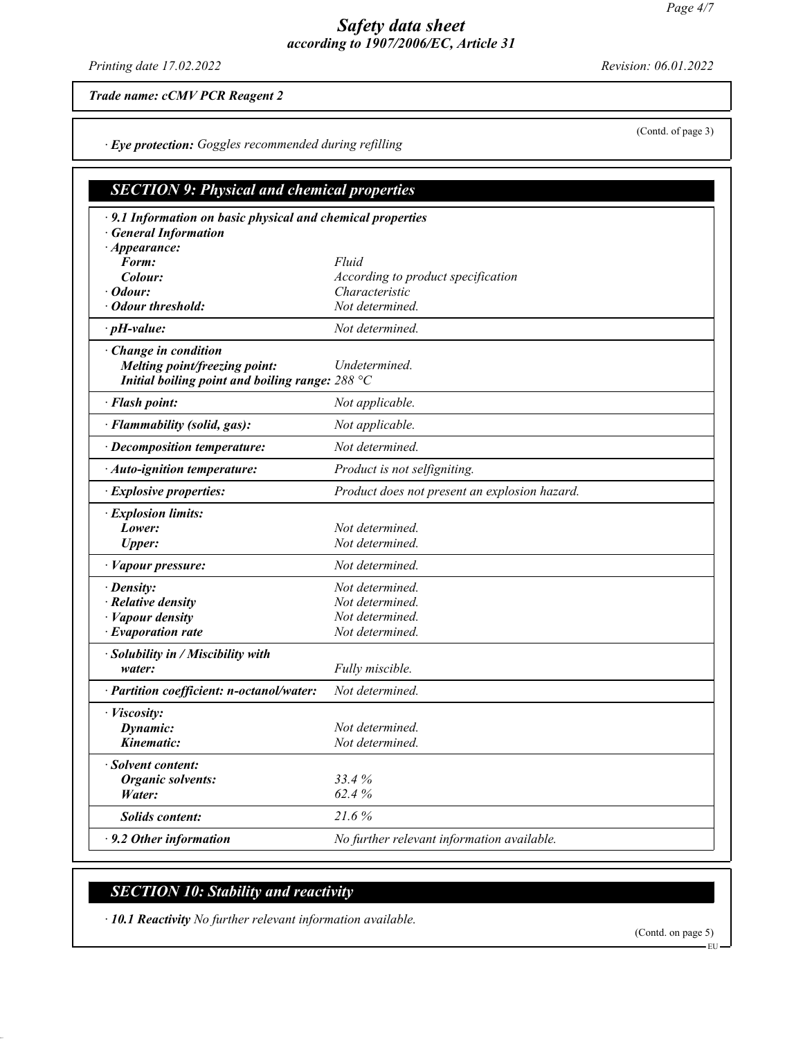*Trade name: cCMV PCR Reagent 2*

(Contd. of page 3)

· **Eye protection:** *Goggles recommended during refilling*

## SECTION 9: Physical and chemical properties

| | |
|---|---|
| · **9.1 Information on basic physical and chemical properties** | |
| · **General Information** | |
| · **Appearance:** | |
| **Form:** | *Fluid* |
| **Colour:** | *According to product specification* |
| · **Odour:** | *Characteristic* |
| · **Odour threshold:** | *Not determined.* |
| · **pH-value:** | *Not determined.* |
| · **Change in condition** | |
| **Melting point/freezing point:** | *Undetermined.* |
| **Initial boiling point and boiling range:** | *288 °C* |
| · **Flash point:** | *Not applicable.* |
| · **Flammability (solid, gas):** | *Not applicable.* |
| · **Decomposition temperature:** | *Not determined.* |
| · **Auto-ignition temperature:** | *Product is not selfigniting.* |
| · **Explosive properties:** | *Product does not present an explosion hazard.* |
| · **Explosion limits:** | |
| **Lower:** | *Not determined.* |
| **Upper:** | *Not determined.* |
| · **Vapour pressure:** | *Not determined.* |
| · **Density:** | *Not determined.* |
| · **Relative density** | *Not determined.* |
| · **Vapour density** | *Not determined.* |
| · **Evaporation rate** | *Not determined.* |
| · **Solubility in / Miscibility with** | |
| **water:** | *Fully miscible.* |
| · **Partition coefficient: n-octanol/water:** | *Not determined.* |
| · **Viscosity:** | |
| **Dynamic:** | *Not determined.* |
| **Kinematic:** | *Not determined.* |
| · **Solvent content:** | |
| **Organic solvents:** | *33.4 %* |
| **Water:** | *62.4 %* |
| **Solids content:** | *21.6 %* |
| · **9.2 Other information** | *No further relevant information available.* |

## SECTION 10: Stability and reactivity

· **10.1 Reactivity** *No further relevant information available.*

(Contd. on page 5)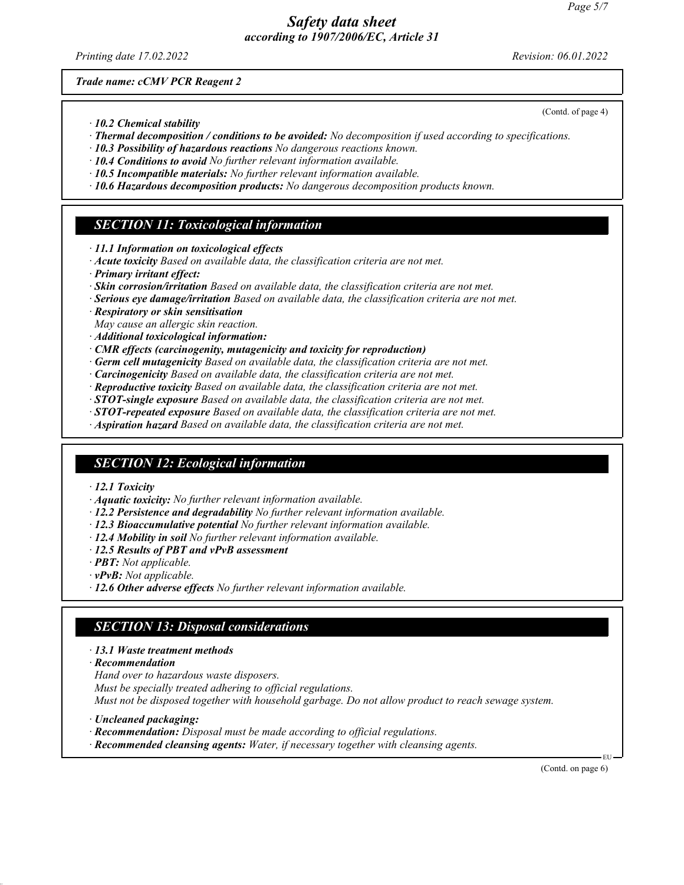(Contd. of page 4)

· *10.2 Chemical stability*
· ***Thermal decomposition / conditions to be avoided:*** *No decomposition if used according to specifications.*
· ***10.3 Possibility of hazardous reactions*** *No dangerous reactions known.*
· ***10.4 Conditions to avoid*** *No further relevant information available.*
· ***10.5 Incompatible materials:*** *No further relevant information available.*
· ***10.6 Hazardous decomposition products:*** *No dangerous decomposition products known.*

## SECTION 11: Toxicological information

· ***11.1 Information on toxicological effects***
· ***Acute toxicity*** *Based on available data, the classification criteria are not met.*
· ***Primary irritant effect:***
· ***Skin corrosion/irritation*** *Based on available data, the classification criteria are not met.*
· ***Serious eye damage/irritation*** *Based on available data, the classification criteria are not met.*
· ***Respiratory or skin sensitisation***
*May cause an allergic skin reaction.*
· ***Additional toxicological information:***
· ***CMR effects (carcinogenity, mutagenicity and toxicity for reproduction)***
· ***Germ cell mutagenicity*** *Based on available data, the classification criteria are not met.*
· ***Carcinogenicity*** *Based on available data, the classification criteria are not met.*
· ***Reproductive toxicity*** *Based on available data, the classification criteria are not met.*
· ***STOT-single exposure*** *Based on available data, the classification criteria are not met.*
· ***STOT-repeated exposure*** *Based on available data, the classification criteria are not met.*
· ***Aspiration hazard*** *Based on available data, the classification criteria are not met.*

## SECTION 12: Ecological information

· ***12.1 Toxicity***
· ***Aquatic toxicity:*** *No further relevant information available.*
· ***12.2 Persistence and degradability*** *No further relevant information available.*
· ***12.3 Bioaccumulative potential*** *No further relevant information available.*
· ***12.4 Mobility in soil*** *No further relevant information available.*
· ***12.5 Results of PBT and vPvB assessment***
· ***PBT:*** *Not applicable.*
· ***vPvB:*** *Not applicable.*
· ***12.6 Other adverse effects*** *No further relevant information available.*

## SECTION 13: Disposal considerations

· ***13.1 Waste treatment methods***
· ***Recommendation***
*Hand over to hazardous waste disposers.*
*Must be specially treated adhering to official regulations.*
*Must not be disposed together with household garbage. Do not allow product to reach sewage system.*

· ***Uncleaned packaging:***
· ***Recommendation:*** *Disposal must be made according to official regulations.*
· ***Recommended cleansing agents:*** *Water, if necessary together with cleansing agents.*

(Contd. on page 6)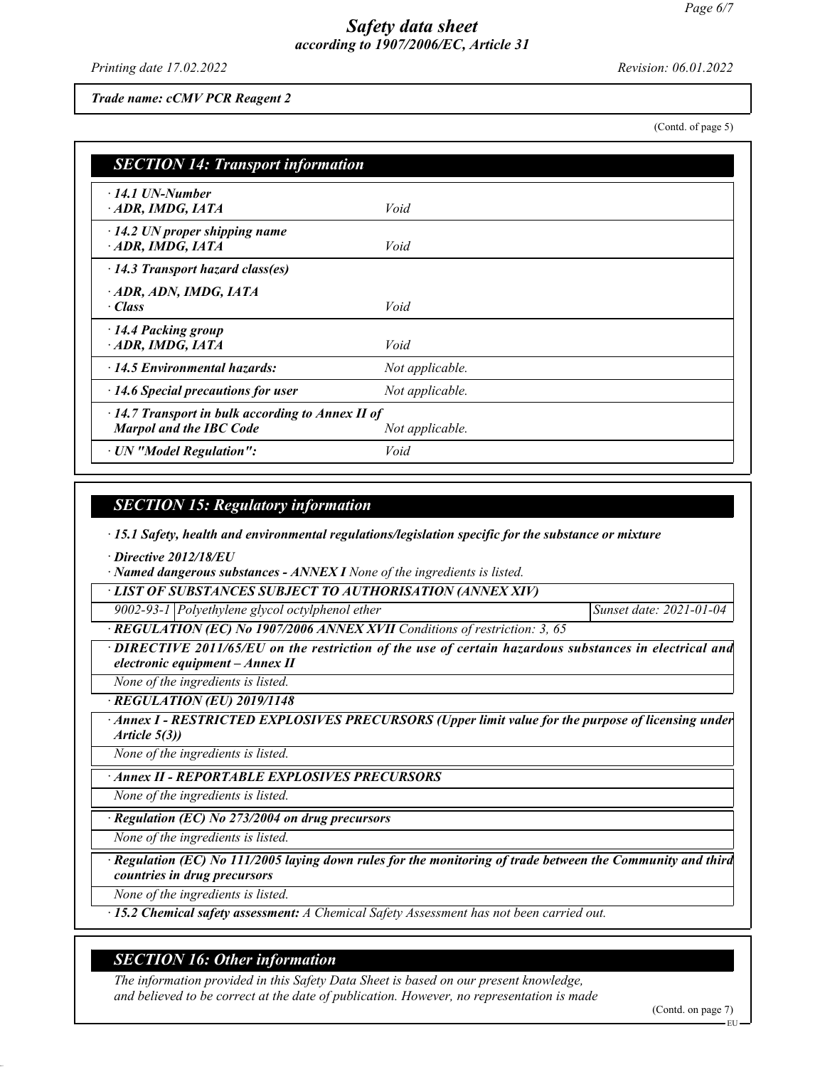*Trade name: cCMV PCR Reagent 2*

(Contd. of page 5)

## SECTION 14: Transport information

| | |
|---|---|
| **· 14.1 UN-Number** | |
| **· ADR, IMDG, IATA** | *Void* |
| **· 14.2 UN proper shipping name** | |
| **· ADR, IMDG, IATA** | *Void* |
| **· 14.3 Transport hazard class(es)** | |
| **· ADR, ADN, IMDG, IATA** | |
| **· Class** | *Void* |
| **· 14.4 Packing group** | |
| **· ADR, IMDG, IATA** | *Void* |
| **· 14.5 Environmental hazards:** | *Not applicable.* |
| **· 14.6 Special precautions for user** | *Not applicable.* |
| **· 14.7 Transport in bulk according to Annex II of Marpol and the IBC Code** | *Not applicable.* |
| **· UN "Model Regulation":** | *Void* |

## SECTION 15: Regulatory information

**· 15.1 Safety, health and environmental regulations/legislation specific for the substance or mixture**

**· Directive 2012/18/EU**

**· Named dangerous substances - ANNEX I** *None of the ingredients is listed.*

**· LIST OF SUBSTANCES SUBJECT TO AUTHORISATION (ANNEX XIV)**

| | | |
|---|---|---|
| *9002-93-1* | *Polyethylene glycol octylphenol ether* | *Sunset date: 2021-01-04* |

**· REGULATION (EC) No 1907/2006 ANNEX XVII** *Conditions of restriction: 3, 65*

**· DIRECTIVE 2011/65/EU on the restriction of the use of certain hazardous substances in electrical and electronic equipment – Annex II**

*None of the ingredients is listed.*

**· REGULATION (EU) 2019/1148**

**· Annex I - RESTRICTED EXPLOSIVES PRECURSORS (Upper limit value for the purpose of licensing under Article 5(3))**

*None of the ingredients is listed.*

**· Annex II - REPORTABLE EXPLOSIVES PRECURSORS**

*None of the ingredients is listed.*

**· Regulation (EC) No 273/2004 on drug precursors**

*None of the ingredients is listed.*

**· Regulation (EC) No 111/2005 laying down rules for the monitoring of trade between the Community and third countries in drug precursors**

*None of the ingredients is listed.*

**· 15.2 Chemical safety assessment:** *A Chemical Safety Assessment has not been carried out.*

## SECTION 16: Other information

*The information provided in this Safety Data Sheet is based on our present knowledge, and believed to be correct at the date of publication. However, no representation is made*

(Contd. on page 7)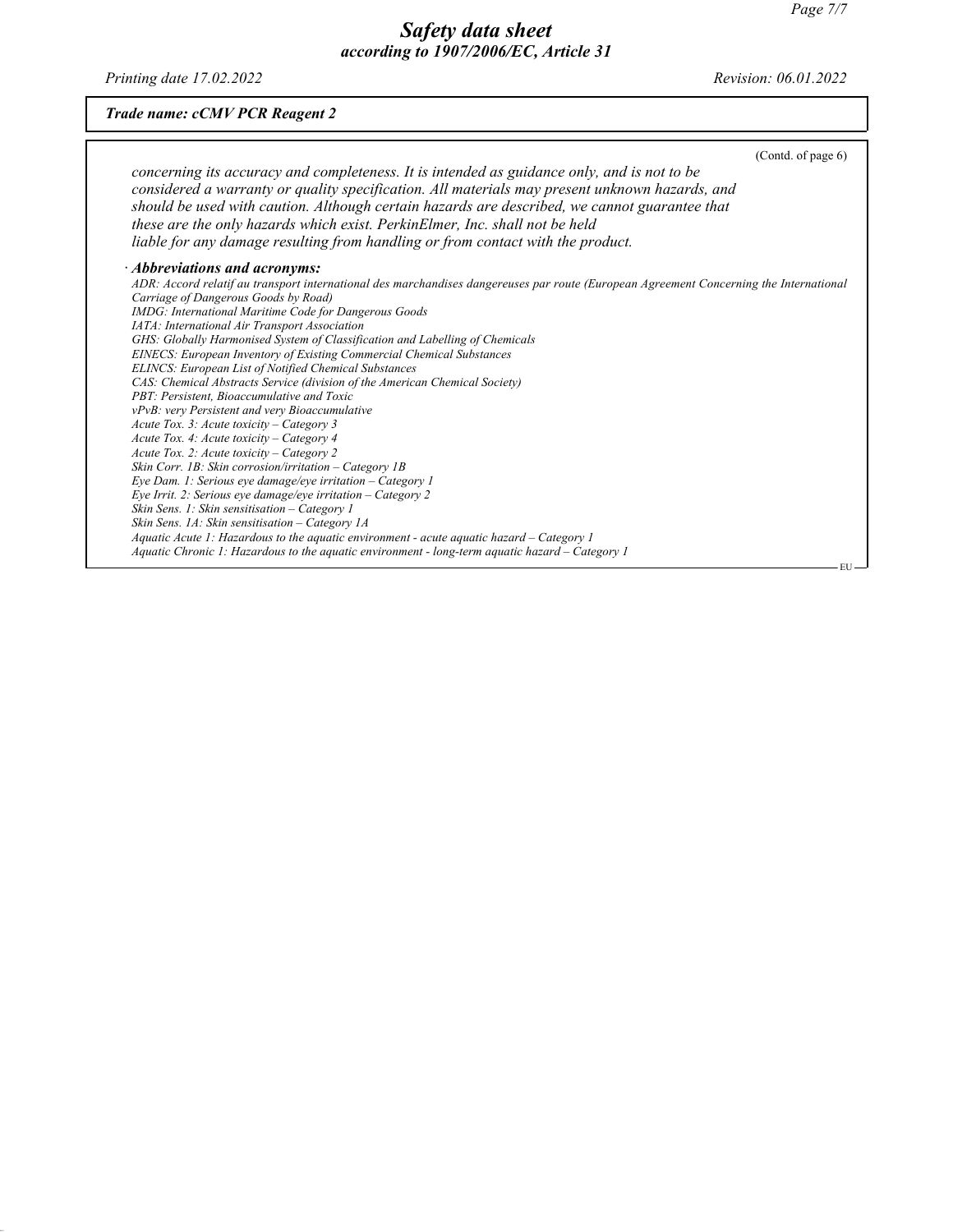(Contd. of page 6)

*concerning its accuracy and completeness. It is intended as guidance only, and is not to be considered a warranty or quality specification. All materials may present unknown hazards, and should be used with caution. Although certain hazards are described, we cannot guarantee that these are the only hazards which exist. PerkinElmer, Inc. shall not be held liable for any damage resulting from handling or from contact with the product.*

· ***Abbreviations and acronyms:***

*ADR: Accord relatif au transport international des marchandises dangereuses par route (European Agreement Concerning the International Carriage of Dangerous Goods by Road)*
*IMDG: International Maritime Code for Dangerous Goods*
*IATA: International Air Transport Association*
*GHS: Globally Harmonised System of Classification and Labelling of Chemicals*
*EINECS: European Inventory of Existing Commercial Chemical Substances*
*ELINCS: European List of Notified Chemical Substances*
*CAS: Chemical Abstracts Service (division of the American Chemical Society)*
*PBT: Persistent, Bioaccumulative and Toxic*
*vPvB: very Persistent and very Bioaccumulative*
*Acute Tox. 3: Acute toxicity – Category 3*
*Acute Tox. 4: Acute toxicity – Category 4*
*Acute Tox. 2: Acute toxicity – Category 2*
*Skin Corr. 1B: Skin corrosion/irritation – Category 1B*
*Eye Dam. 1: Serious eye damage/eye irritation – Category 1*
*Eye Irrit. 2: Serious eye damage/eye irritation – Category 2*
*Skin Sens. 1: Skin sensitisation – Category 1*
*Skin Sens. 1A: Skin sensitisation – Category 1A*
*Aquatic Acute 1: Hazardous to the aquatic environment - acute aquatic hazard – Category 1*
*Aquatic Chronic 1: Hazardous to the aquatic environment - long-term aquatic hazard – Category 1*

EU